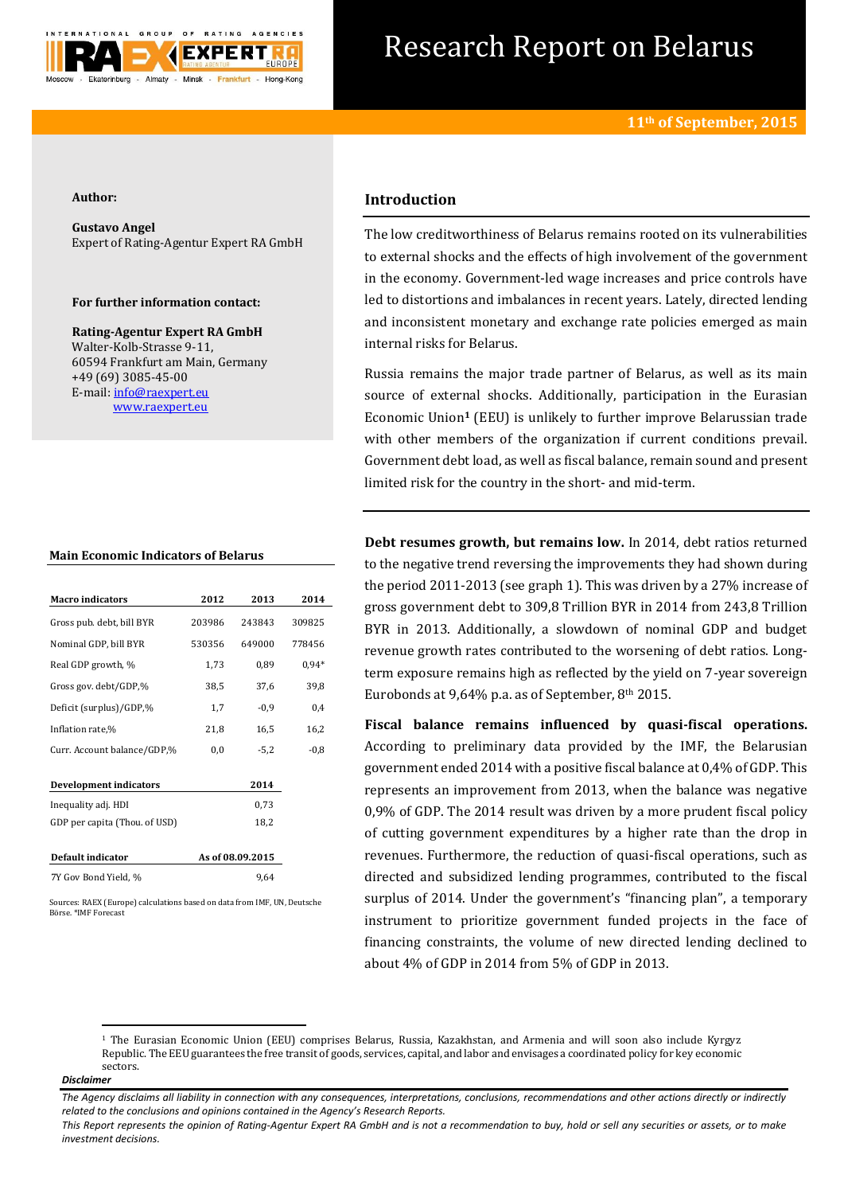# Research Report on Belarus

**11th of September, 2015**

**Author:**

**Gustavo Angel**
Expert of Rating-Agentur Expert RA GmbH

**For further information contact:**

**Rating-Agentur Expert RA GmbH**
Walter-Kolb-Strasse 9-11,
60594 Frankfurt am Main, Germany
+49 (69) 3085-45-00
E-mail: info@raexpert.eu
www.raexpert.eu

## Introduction

The low creditworthiness of Belarus remains rooted on its vulnerabilities to external shocks and the effects of high involvement of the government in the economy. Government-led wage increases and price controls have led to distortions and imbalances in recent years. Lately, directed lending and inconsistent monetary and exchange rate policies emerged as main internal risks for Belarus.

Russia remains the major trade partner of Belarus, as well as its main source of external shocks. Additionally, participation in the Eurasian Economic Union[1] (EEU) is unlikely to further improve Belarussian trade with other members of the organization if current conditions prevail. Government debt load, as well as fiscal balance, remain sound and present limited risk for the country in the short- and mid-term.

**Main Economic Indicators of Belarus**

| Macro indicators | 2012 | 2013 | 2014 |
|---|---|---|---|
| Gross pub. debt, bill BYR | 203986 | 243843 | 309825 |
| Nominal GDP, bill BYR | 530356 | 649000 | 778456 |
| Real GDP growth, % | 1,73 | 0,89 | 0,94* |
| Gross gov. debt/GDP,% | 38,5 | 37,6 | 39,8 |
| Deficit (surplus)/GDP,% | 1,7 | -0,9 | 0,4 |
| Inflation rate,% | 21,8 | 16,5 | 16,2 |
| Curr. Account balance/GDP,% | 0,0 | -5,2 | -0,8 |

| Development indicators | 2014 |
|---|---|
| Inequality adj. HDI | 0,73 |
| GDP per capita (Thou. of USD) | 18,2 |

| Default indicator | As of 08.09.2015 |
|---|---|
| 7Y Gov Bond Yield, % | 9,64 |

Sources: RAEX (Europe) calculations based on data from IMF, UN, Deutsche Börse. *IMF Forecast

**Debt resumes growth, but remains low.** In 2014, debt ratios returned to the negative trend reversing the improvements they had shown during the period 2011-2013 (see graph 1). This was driven by a 27% increase of gross government debt to 309,8 Trillion BYR in 2014 from 243,8 Trillion BYR in 2013. Additionally, a slowdown of nominal GDP and budget revenue growth rates contributed to the worsening of debt ratios. Long-term exposure remains high as reflected by the yield on 7-year sovereign Eurobonds at 9,64% p.a. as of September, 8th 2015.

**Fiscal balance remains influenced by quasi-fiscal operations.** According to preliminary data provided by the IMF, the Belarusian government ended 2014 with a positive fiscal balance at 0,4% of GDP. This represents an improvement from 2013, when the balance was negative 0,9% of GDP. The 2014 result was driven by a more prudent fiscal policy of cutting government expenditures by a higher rate than the drop in revenues. Furthermore, the reduction of quasi-fiscal operations, such as directed and subsidized lending programmes, contributed to the fiscal surplus of 2014. Under the government's "financing plan", a temporary instrument to prioritize government funded projects in the face of financing constraints, the volume of new directed lending declined to about 4% of GDP in 2014 from 5% of GDP in 2013.

[1] The Eurasian Economic Union (EEU) comprises Belarus, Russia, Kazakhstan, and Armenia and will soon also include Kyrgyz Republic. The EEU guarantees the free transit of goods, services, capital, and labor and envisages a coordinated policy for key economic sectors.

***Disclaimer***

*The Agency disclaims all liability in connection with any consequences, interpretations, conclusions, recommendations and other actions directly or indirectly related to the conclusions and opinions contained in the Agency's Research Reports.*
*This Report represents the opinion of Rating-Agentur Expert RA GmbH and is not a recommendation to buy, hold or sell any securities or assets, or to make investment decisions.*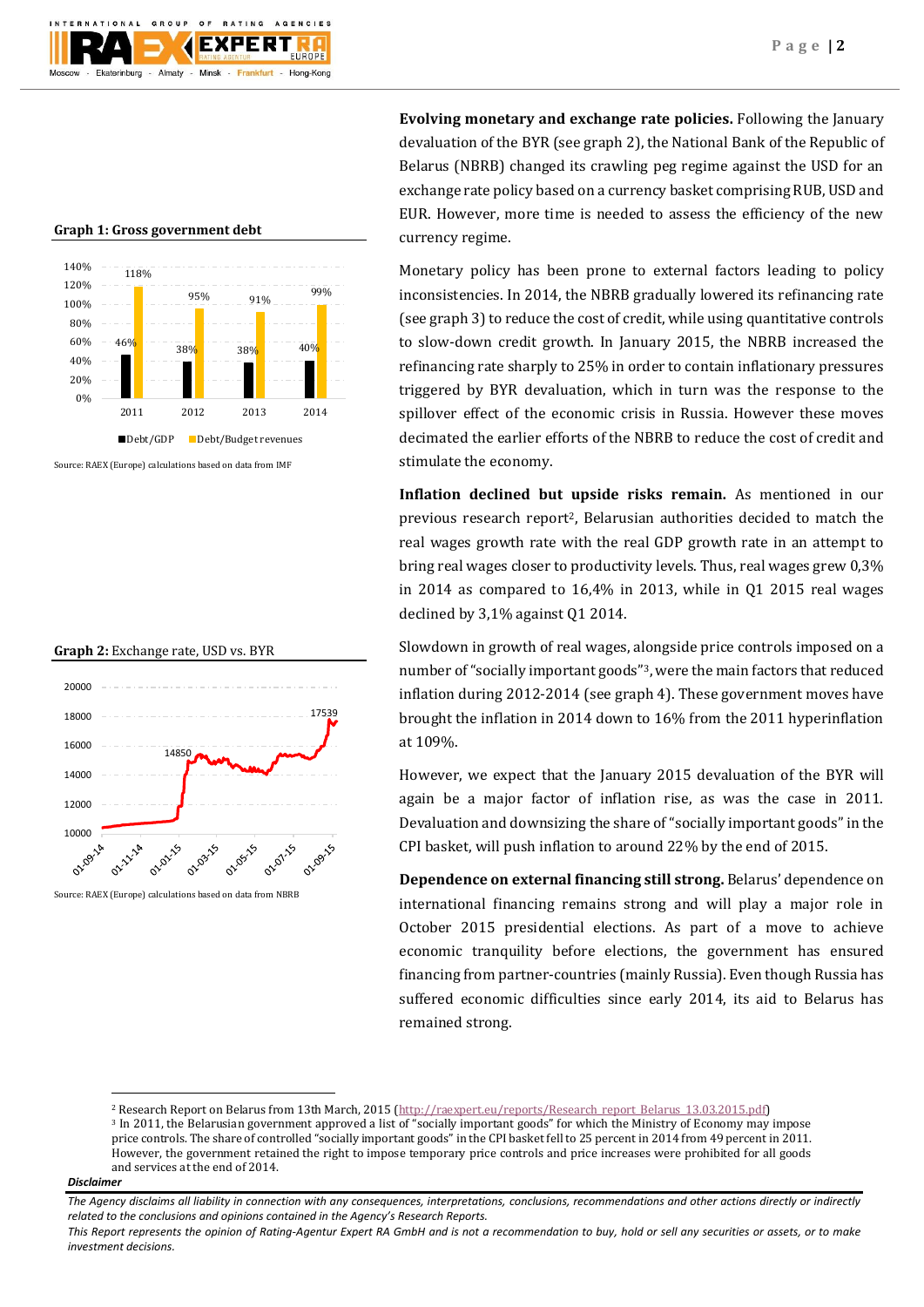**Graph 1: Gross government debt**

| | 2011 | 2012 | 2013 | 2014 |
|---|---|---|---|---|
| Debt/GDP | 46% | 38% | 38% | 40% |
| Debt/Budget revenues | 118% | 95% | 91% | 99% |

Source: RAEX (Europe) calculations based on data from IMF

**Graph 2:** Exchange rate, USD vs. BYR

Source: RAEX (Europe) calculations based on data from NBRB

**Evolving monetary and exchange rate policies.** Following the January devaluation of the BYR (see graph 2), the National Bank of the Republic of Belarus (NBRB) changed its crawling peg regime against the USD for an exchange rate policy based on a currency basket comprising RUB, USD and EUR. However, more time is needed to assess the efficiency of the new currency regime.

Monetary policy has been prone to external factors leading to policy inconsistencies. In 2014, the NBRB gradually lowered its refinancing rate (see graph 3) to reduce the cost of credit, while using quantitative controls to slow-down credit growth. In January 2015, the NBRB increased the refinancing rate sharply to 25% in order to contain inflationary pressures triggered by BYR devaluation, which in turn was the response to the spillover effect of the economic crisis in Russia. However these moves decimated the earlier efforts of the NBRB to reduce the cost of credit and stimulate the economy.

**Inflation declined but upside risks remain.** As mentioned in our previous research report[2], Belarusian authorities decided to match the real wages growth rate with the real GDP growth rate in an attempt to bring real wages closer to productivity levels. Thus, real wages grew 0,3% in 2014 as compared to 16,4% in 2013, while in Q1 2015 real wages declined by 3,1% against Q1 2014.

Slowdown in growth of real wages, alongside price controls imposed on a number of "socially important goods"[3], were the main factors that reduced inflation during 2012-2014 (see graph 4). These government moves have brought the inflation in 2014 down to 16% from the 2011 hyperinflation at 109%.

However, we expect that the January 2015 devaluation of the BYR will again be a major factor of inflation rise, as was the case in 2011. Devaluation and downsizing the share of "socially important goods" in the CPI basket, will push inflation to around 22% by the end of 2015.

**Dependence on external financing still strong.** Belarus' dependence on international financing remains strong and will play a major role in October 2015 presidential elections. As part of a move to achieve economic tranquility before elections, the government has ensured financing from partner-countries (mainly Russia). Even though Russia has suffered economic difficulties since early 2014, its aid to Belarus has remained strong.

---

[2] Research Report on Belarus from 13th March, 2015 (http://raexpert.eu/reports/Research_report_Belarus_13.03.2015.pdf)

[3] In 2011, the Belarusian government approved a list of "socially important goods" for which the Ministry of Economy may impose price controls. The share of controlled "socially important goods" in the CPI basket fell to 25 percent in 2014 from 49 percent in 2011. However, the government retained the right to impose temporary price controls and price increases were prohibited for all goods and services at the end of 2014.

***Disclaimer***

*The Agency disclaims all liability in connection with any consequences, interpretations, conclusions, recommendations and other actions directly or indirectly related to the conclusions and opinions contained in the Agency's Research Reports.*

*This Report represents the opinion of Rating-Agentur Expert RA GmbH and is not a recommendation to buy, hold or sell any securities or assets, or to make investment decisions.*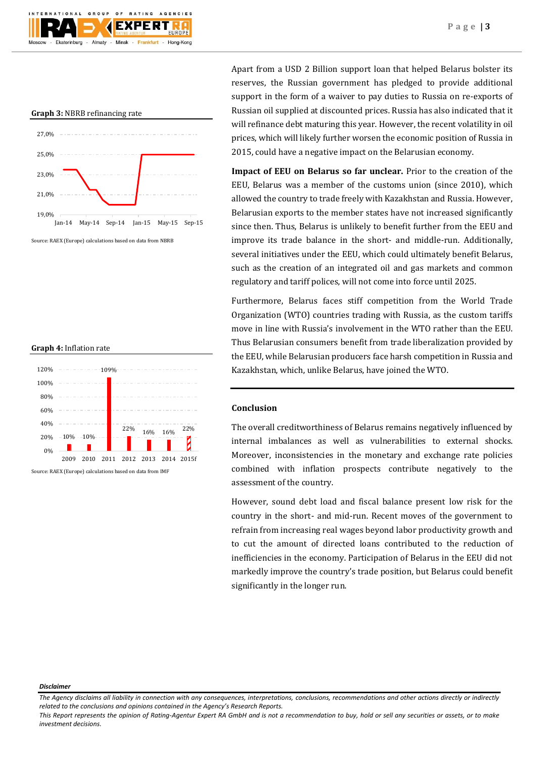**Graph 3:** NBRB refinancing rate

27,0%
25,0%
23,0%
21,0%
19,0%
Jan-14 May-14 Sep-14 Jan-15 May-15 Sep-15

Source: RAEX (Europe) calculations based on data from NBRB

**Graph 4:** Inflation rate

120%
100%
80%
60%
40%
20%
0%
10% 10% 109% 22% 16% 16% 22%
2009 2010 2011 2012 2013 2014 2015f

Source: RAEX (Europe) calculations based on data from IMF

Apart from a USD 2 Billion support loan that helped Belarus bolster its reserves, the Russian government has pledged to provide additional support in the form of a waiver to pay duties to Russia on re-exports of Russian oil supplied at discounted prices. Russia has also indicated that it will refinance debt maturing this year. However, the recent volatility in oil prices, which will likely further worsen the economic position of Russia in 2015, could have a negative impact on the Belarusian economy.

**Impact of EEU on Belarus so far unclear.** Prior to the creation of the EEU, Belarus was a member of the customs union (since 2010), which allowed the country to trade freely with Kazakhstan and Russia. However, Belarusian exports to the member states have not increased significantly since then. Thus, Belarus is unlikely to benefit further from the EEU and improve its trade balance in the short- and middle-run. Additionally, several initiatives under the EEU, which could ultimately benefit Belarus, such as the creation of an integrated oil and gas markets and common regulatory and tariff polices, will not come into force until 2025.

Furthermore, Belarus faces stiff competition from the World Trade Organization (WTO) countries trading with Russia, as the custom tariffs move in line with Russia's involvement in the WTO rather than the EEU. Thus Belarusian consumers benefit from trade liberalization provided by the EEU, while Belarusian producers face harsh competition in Russia and Kazakhstan, which, unlike Belarus, have joined the WTO.

## Conclusion

The overall creditworthiness of Belarus remains negatively influenced by internal imbalances as well as vulnerabilities to external shocks. Moreover, inconsistencies in the monetary and exchange rate policies combined with inflation prospects contribute negatively to the assessment of the country.

However, sound debt load and fiscal balance present low risk for the country in the short- and mid-run. Recent moves of the government to refrain from increasing real wages beyond labor productivity growth and to cut the amount of directed loans contributed to the reduction of inefficiencies in the economy. Participation of Belarus in the EEU did not markedly improve the country's trade position, but Belarus could benefit significantly in the longer run.

***Disclaimer***

*The Agency disclaims all liability in connection with any consequences, interpretations, conclusions, recommendations and other actions directly or indirectly related to the conclusions and opinions contained in the Agency's Research Reports.*

*This Report represents the opinion of Rating-Agentur Expert RA GmbH and is not a recommendation to buy, hold or sell any securities or assets, or to make investment decisions.*